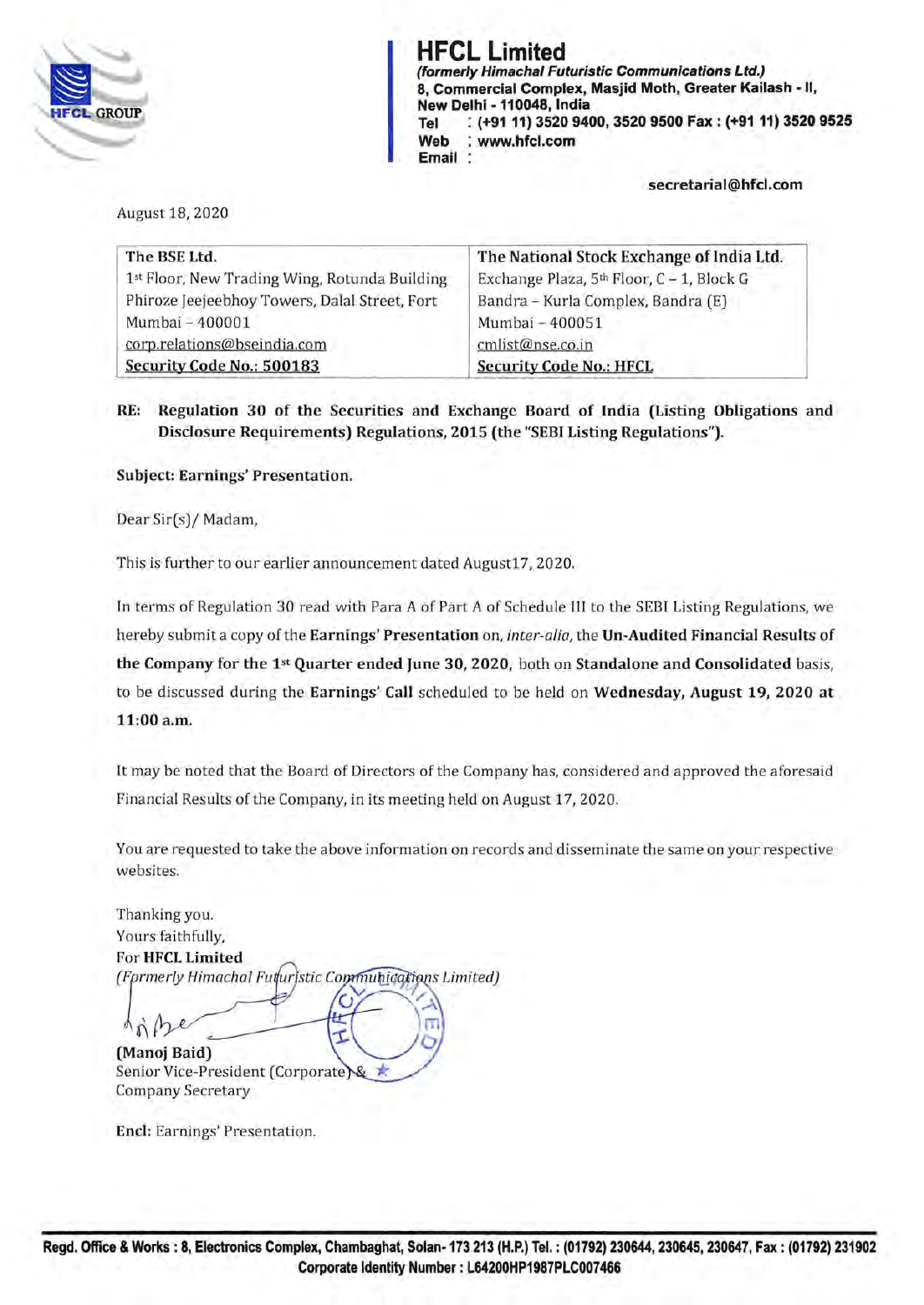# HFCL Limited

*(formerly Himachal Futuristic Communications Ltd.)*
**8, Commercial Complex, Masjid Moth, Greater Kailash - II,**
**New Delhi - 110048, India**
**Tel : (+91 11) 3520 9400, 3520 9500 Fax : (+91 11) 3520 9525**
**Web : www.hfcl.com**
**Email : secretarial@hfcl.com**

August 18, 2020

| The BSE Ltd. | The National Stock Exchange of India Ltd. |
|---|---|
| 1st Floor, New Trading Wing, Rotunda Building | Exchange Plaza, 5th Floor, C – 1, Block G |
| Phiroze Jeejeebhoy Towers, Dalal Street, Fort | Bandra – Kurla Complex, Bandra (E) |
| Mumbai – 400001 | Mumbai – 400051 |
| corp.relations@bseindia.com | cmlist@nse.co.in |
| **Security Code No.: 500183** | **Security Code No.: HFCL** |

**RE: Regulation 30 of the Securities and Exchange Board of India (Listing Obligations and Disclosure Requirements) Regulations, 2015 (the "SEBI Listing Regulations").**

**Subject: Earnings' Presentation.**

Dear Sir(s)/ Madam,

This is further to our earlier announcement dated August17, 2020.

In terms of Regulation 30 read with Para A of Part A of Schedule III to the SEBI Listing Regulations, we hereby submit a copy of the **Earnings' Presentation** on, *inter-alia*, the **Un-Audited Financial Results of the Company for the 1st Quarter ended June 30, 2020**, both on **Standalone and Consolidated** basis, to be discussed during the **Earnings' Call** scheduled to be held on **Wednesday, August 19, 2020 at 11:00 a.m.**

It may be noted that the Board of Directors of the Company has, considered and approved the aforesaid Financial Results of the Company, in its meeting held on August 17, 2020.

You are requested to take the above information on records and disseminate the same on your respective websites.

Thanking you.
Yours faithfully,
For **HFCL Limited**
*(Formerly Himachal Futuristic Communications Limited)*

**(Manoj Baid)**
Senior Vice-President (Corporate) &
Company Secretary

**Encl:** Earnings' Presentation.

**Regd. Office & Works : 8, Electronics Complex, Chambaghat, Solan- 173 213 (H.P.) Tel. : (01792) 230644, 230645, 230647, Fax : (01792) 231902**
**Corporate Identity Number : L64200HP1987PLC007466**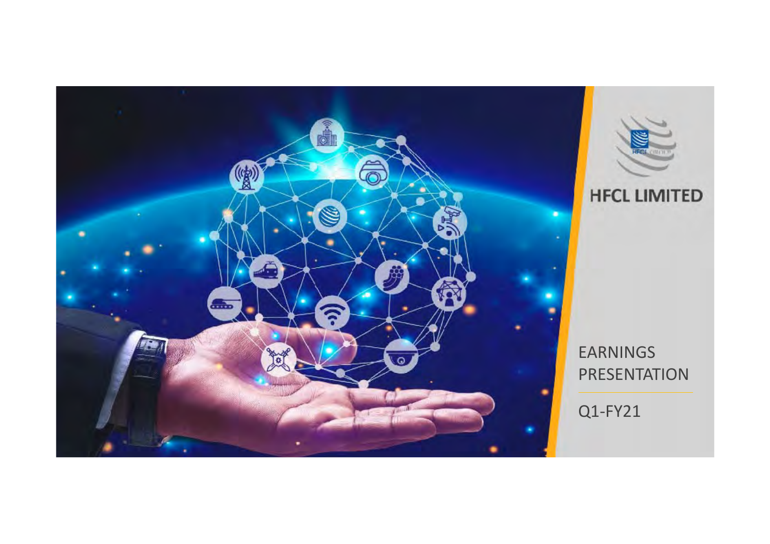# HFCL LIMITED

EARNINGS PRESENTATION

Q1-FY21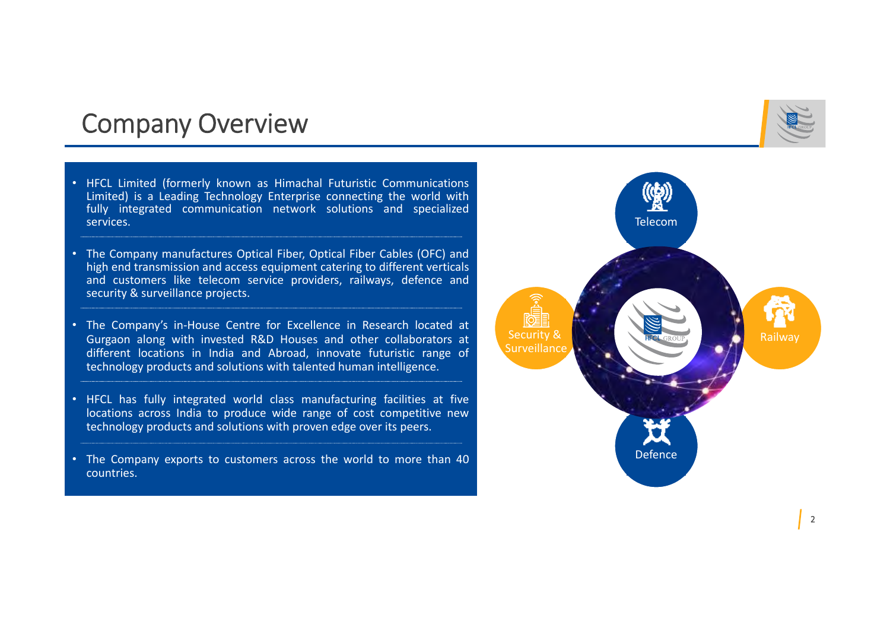# Company Overview

- HFCL Limited (formerly known as Himachal Futuristic Communications Limited) is a Leading Technology Enterprise connecting the world with fully integrated communication network solutions and specialized services.
- The Company manufactures Optical Fiber, Optical Fiber Cables (OFC) and high end transmission and access equipment catering to different verticals and customers like telecom service providers, railways, defence and security & surveillance projects.
- The Company's in-House Centre for Excellence in Research located at Gurgaon along with invested R&D Houses and other collaborators at different locations in India and Abroad, innovate futuristic range of technology products and solutions with talented human intelligence.
- HFCL has fully integrated world class manufacturing facilities at five locations across India to produce wide range of cost competitive new technology products and solutions with proven edge over its peers.
- The Company exports to customers across the world to more than 40 countries.

Telecom

Security & Surveillance

Railway

Defence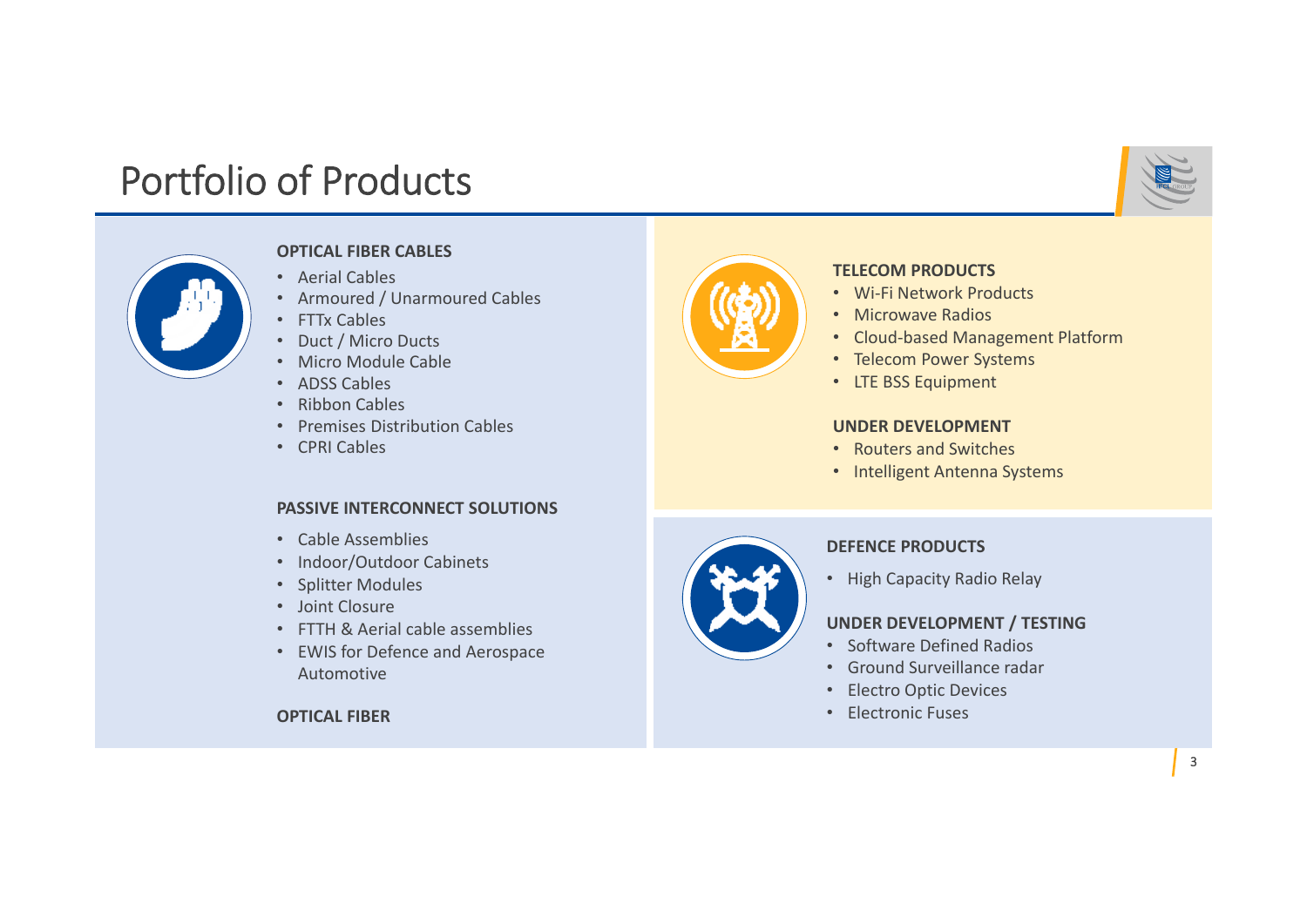# Portfolio of Products

**OPTICAL FIBER CABLES**

- Aerial Cables
- Armoured / Unarmoured Cables
- FTTx Cables
- Duct / Micro Ducts
- Micro Module Cable
- ADSS Cables
- Ribbon Cables
- Premises Distribution Cables
- CPRI Cables

**PASSIVE INTERCONNECT SOLUTIONS**

- Cable Assemblies
- Indoor/Outdoor Cabinets
- Splitter Modules
- Joint Closure
- FTTH & Aerial cable assemblies
- EWIS for Defence and Aerospace Automotive

**OPTICAL FIBER**

**TELECOM PRODUCTS**

- Wi-Fi Network Products
- Microwave Radios
- Cloud-based Management Platform
- Telecom Power Systems
- LTE BSS Equipment

**UNDER DEVELOPMENT**

- Routers and Switches
- Intelligent Antenna Systems

**DEFENCE PRODUCTS**

- High Capacity Radio Relay

**UNDER DEVELOPMENT / TESTING**

- Software Defined Radios
- Ground Surveillance radar
- Electro Optic Devices
- Electronic Fuses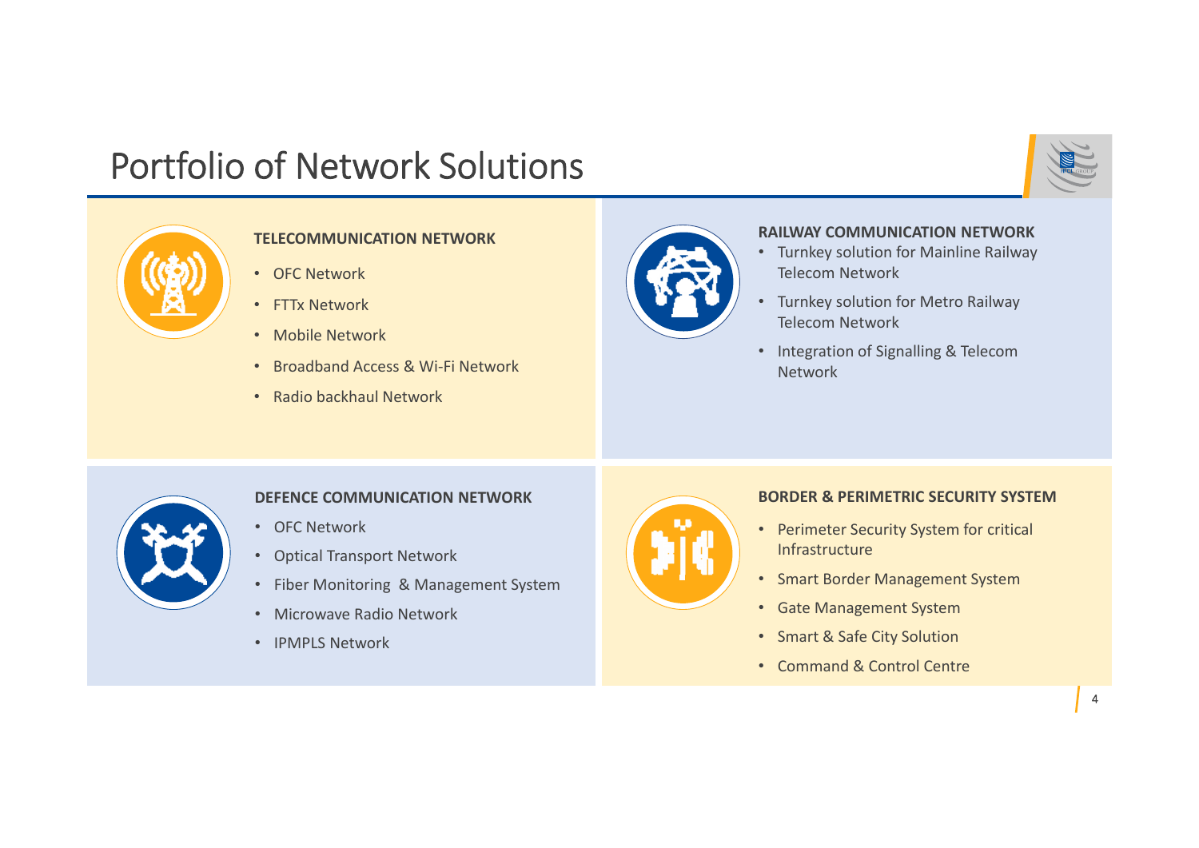# Portfolio of Network Solutions

### TELECOMMUNICATION NETWORK

- OFC Network
- FTTx Network
- Mobile Network
- Broadband Access & Wi-Fi Network
- Radio backhaul Network

### RAILWAY COMMUNICATION NETWORK

- Turnkey solution for Mainline Railway Telecom Network
- Turnkey solution for Metro Railway Telecom Network
- Integration of Signalling & Telecom Network

### DEFENCE COMMUNICATION NETWORK

- OFC Network
- Optical Transport Network
- Fiber Monitoring & Management System
- Microwave Radio Network
- IPMPLS Network

### BORDER & PERIMETRIC SECURITY SYSTEM

- Perimeter Security System for critical Infrastructure
- Smart Border Management System
- Gate Management System
- Smart & Safe City Solution
- Command & Control Centre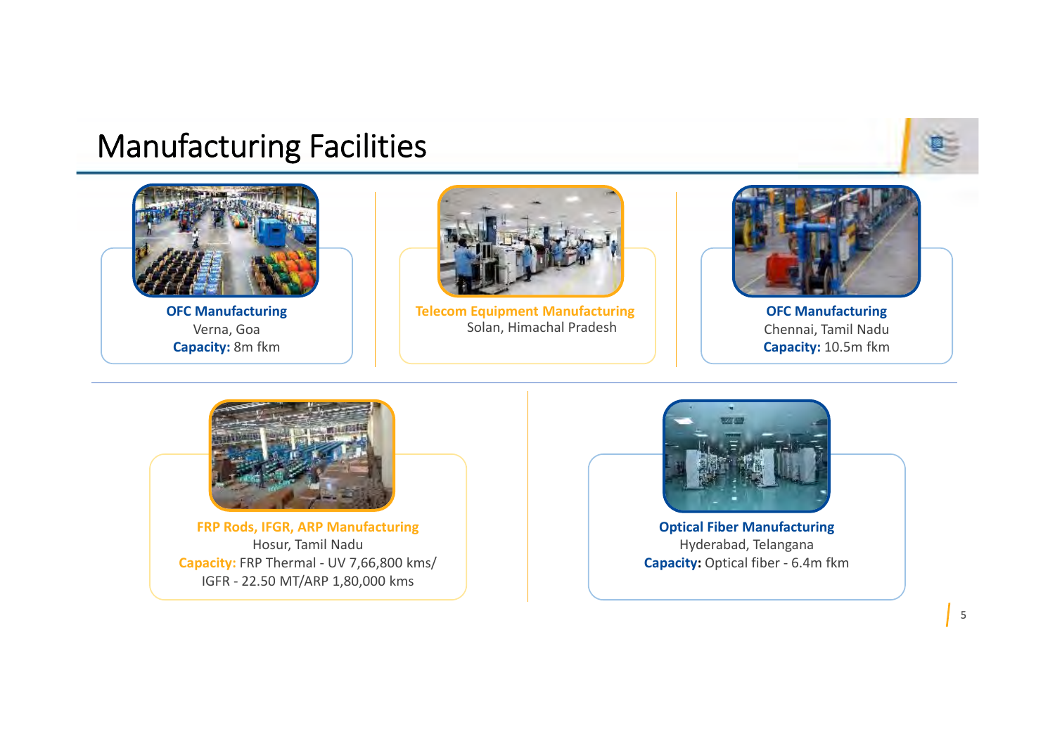# Manufacturing Facilities

**OFC Manufacturing**
Verna, Goa
**Capacity:** 8m fkm

**Telecom Equipment Manufacturing**
Solan, Himachal Pradesh

**OFC Manufacturing**
Chennai, Tamil Nadu
**Capacity:** 10.5m fkm

**FRP Rods, IFGR, ARP Manufacturing**
Hosur, Tamil Nadu
**Capacity:** FRP Thermal - UV 7,66,800 kms/ IGFR - 22.50 MT/ARP 1,80,000 kms

**Optical Fiber Manufacturing**
Hyderabad, Telangana
**Capacity:** Optical fiber - 6.4m fkm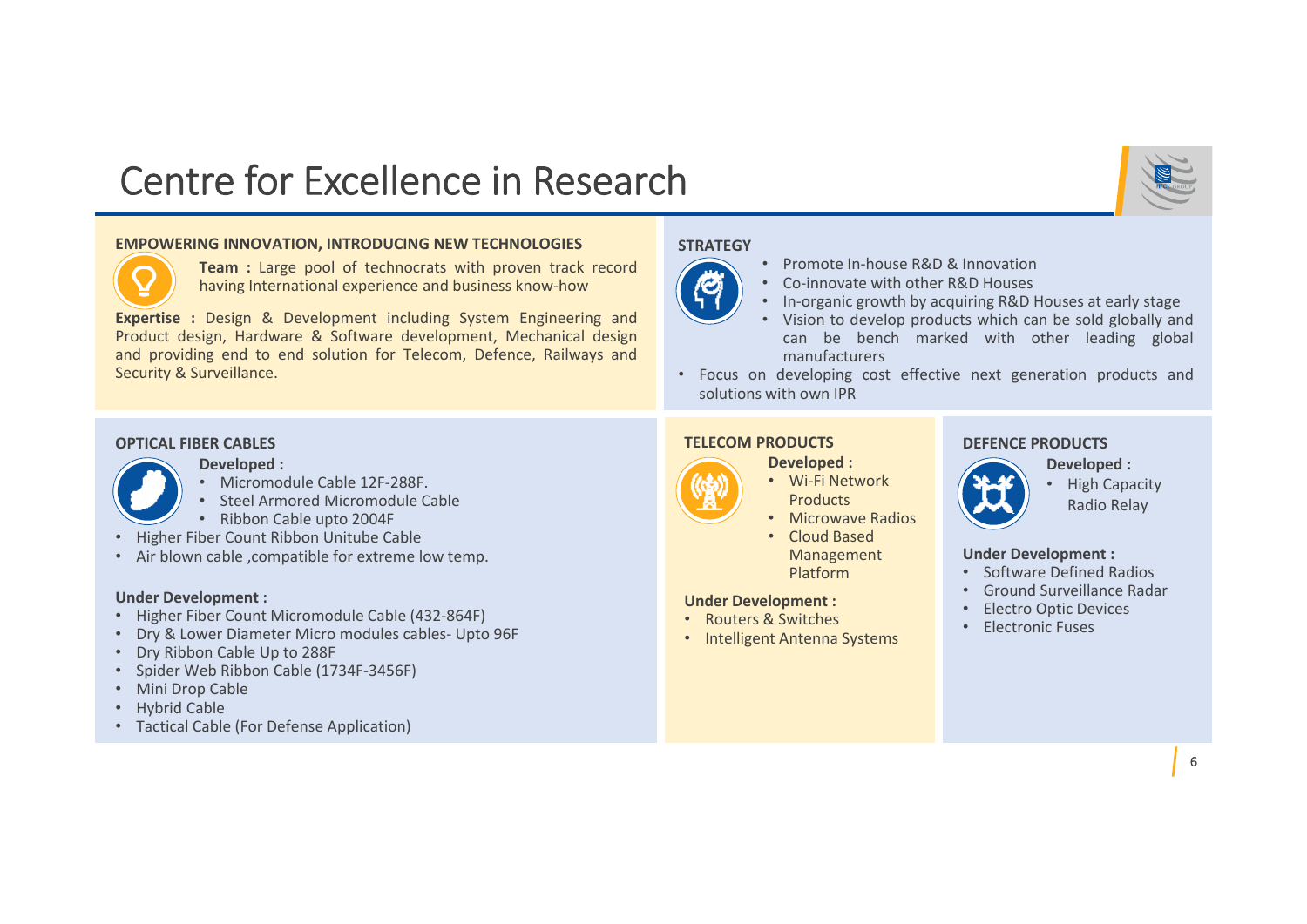# Centre for Excellence in Research

## EMPOWERING INNOVATION, INTRODUCING NEW TECHNOLOGIES

**Team :** Large pool of technocrats with proven track record having International experience and business know-how

**Expertise :** Design & Development including System Engineering and Product design, Hardware & Software development, Mechanical design and providing end to end solution for Telecom, Defence, Railways and Security & Surveillance.

## STRATEGY

- Promote In-house R&D & Innovation
- Co-innovate with other R&D Houses
- In-organic growth by acquiring R&D Houses at early stage
- Vision to develop products which can be sold globally and can be bench marked with other leading global manufacturers
- Focus on developing cost effective next generation products and solutions with own IPR

## OPTICAL FIBER CABLES

**Developed :**

- Micromodule Cable 12F-288F.
- Steel Armored Micromodule Cable
- Ribbon Cable upto 2004F
- Higher Fiber Count Ribbon Unitube Cable
- Air blown cable ,compatible for extreme low temp.

**Under Development :**

- Higher Fiber Count Micromodule Cable (432-864F)
- Dry & Lower Diameter Micro modules cables- Upto 96F
- Dry Ribbon Cable Up to 288F
- Spider Web Ribbon Cable (1734F-3456F)
- Mini Drop Cable
- Hybrid Cable
- Tactical Cable (For Defense Application)

## TELECOM PRODUCTS

**Developed :**

- Wi-Fi Network Products
- Microwave Radios
- Cloud Based Management Platform

**Under Development :**

- Routers & Switches
- Intelligent Antenna Systems

## DEFENCE PRODUCTS

**Developed :**

- High Capacity Radio Relay

**Under Development :**

- Software Defined Radios
- Ground Surveillance Radar
- Electro Optic Devices
- Electronic Fuses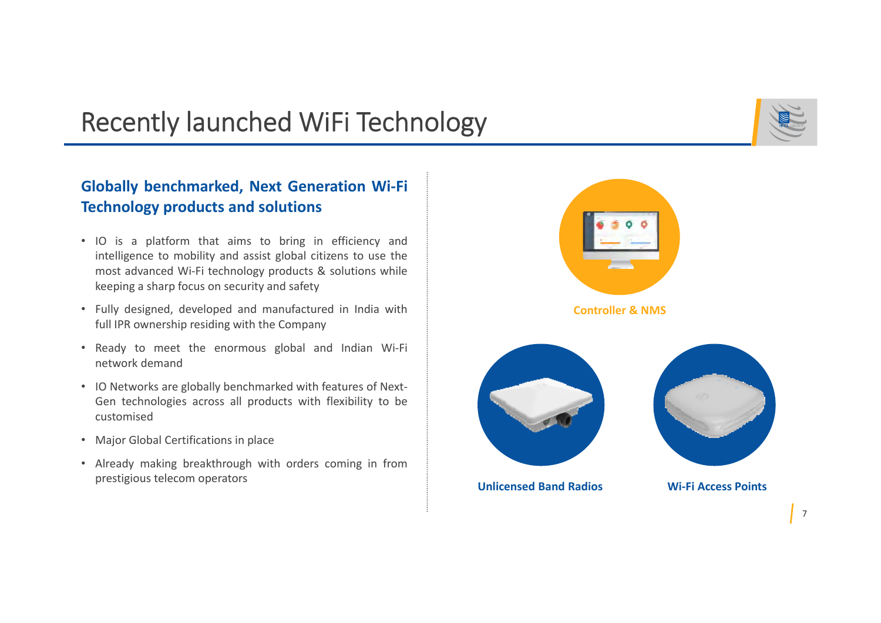# Recently launched WiFi Technology

## Globally benchmarked, Next Generation Wi-Fi Technology products and solutions

- IO is a platform that aims to bring in efficiency and intelligence to mobility and assist global citizens to use the most advanced Wi-Fi technology products & solutions while keeping a sharp focus on security and safety
- Fully designed, developed and manufactured in India with full IPR ownership residing with the Company
- Ready to meet the enormous global and Indian Wi-Fi network demand
- IO Networks are globally benchmarked with features of Next-Gen technologies across all products with flexibility to be customised
- Major Global Certifications in place
- Already making breakthrough with orders coming in from prestigious telecom operators

**Controller & NMS**

**Unlicensed Band Radios**

**Wi-Fi Access Points**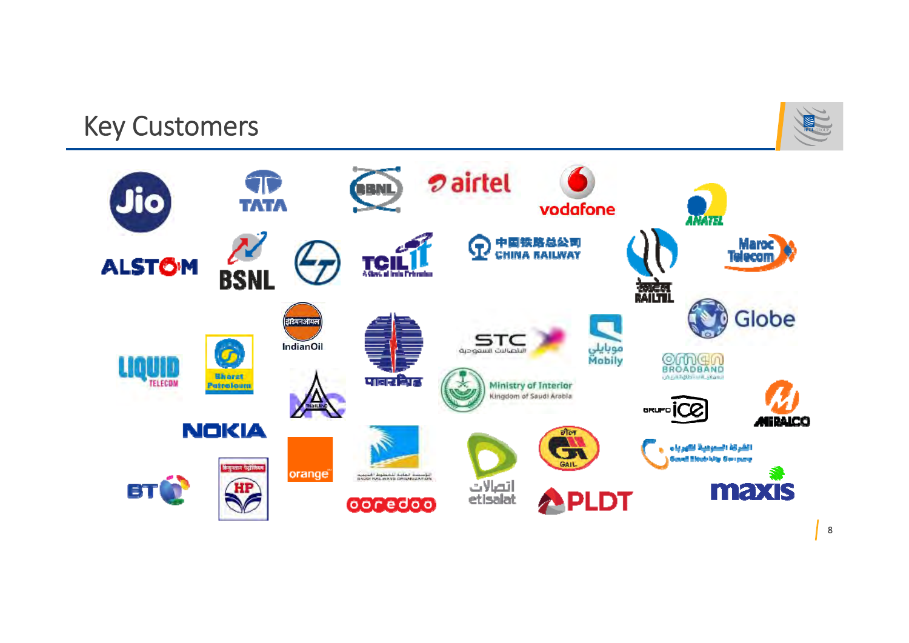# Key Customers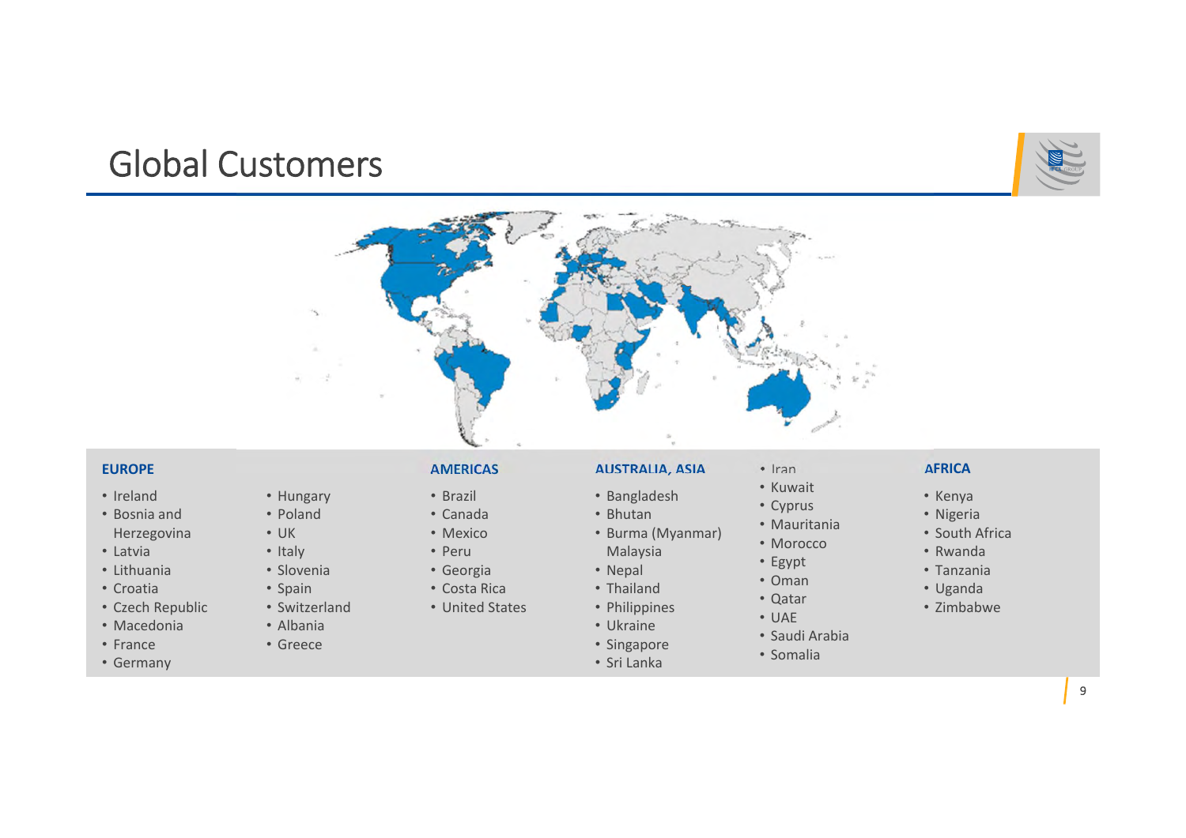# Global Customers

### EUROPE

- Ireland
- Bosnia and Herzegovina
- Latvia
- Lithuania
- Croatia
- Czech Republic
- Macedonia
- France
- Germany
- Hungary
- Poland
- UK
- Italy
- Slovenia
- Spain
- Switzerland
- Albania
- Greece

### AMERICAS

- Brazil
- Canada
- Mexico
- Peru
- Georgia
- Costa Rica
- United States

### AUSTRALIA, ASIA

- Bangladesh
- Bhutan
- Burma (Myanmar) Malaysia
- Nepal
- Thailand
- Philippines
- Ukraine
- Singapore
- Sri Lanka
- Iran
- Kuwait
- Cyprus
- Mauritania
- Morocco
- Egypt
- Oman
- Qatar
- UAE
- Saudi Arabia
- Somalia

### AFRICA

- Kenya
- Nigeria
- South Africa
- Rwanda
- Tanzania
- Uganda
- Zimbabwe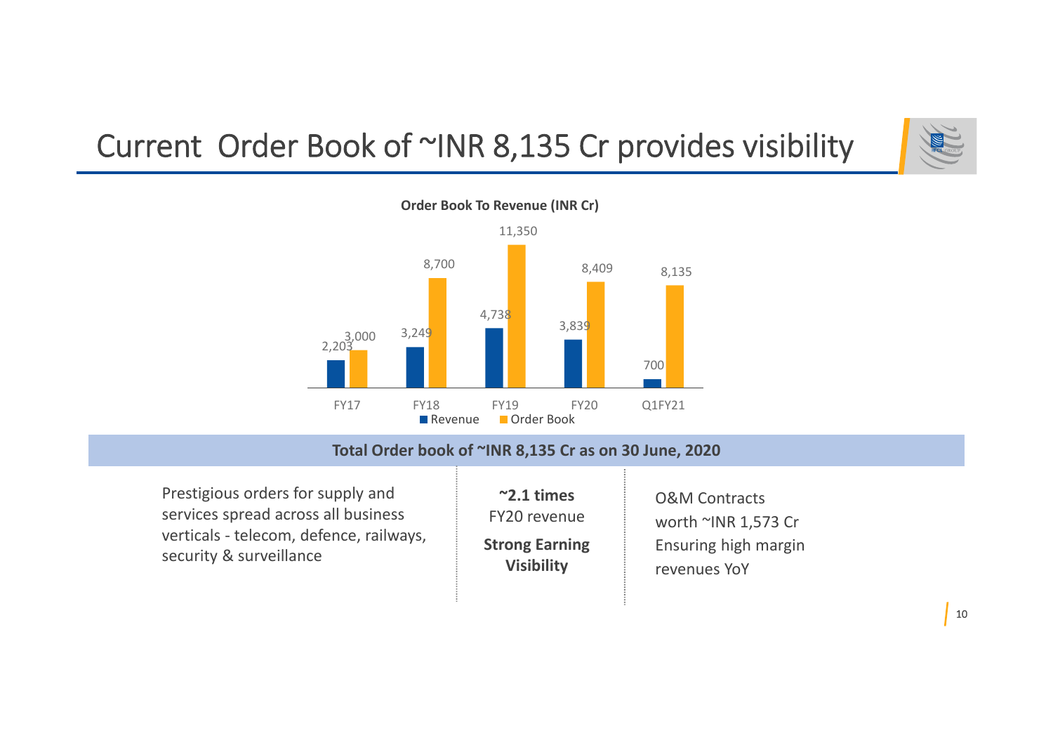# Current Order Book of ~INR 8,135 Cr provides visibility

**Order Book To Revenue (INR Cr)**

| | FY17 | FY18 | FY19 | FY20 | Q1FY21 |
|---|---|---|---|---|---|
| Revenue | 2,203 | 3,249 | 4,738 | 3,839 | 700 |
| Order Book | 3,000 | 8,700 | 11,350 | 8,409 | 8,135 |

**Total Order book of ~INR 8,135 Cr as on 30 June, 2020**

Prestigious orders for supply and services spread across all business verticals - telecom, defence, railways, security & surveillance

**~2.1 times** FY20 revenue

**Strong Earning Visibility**

O&M Contracts worth ~INR 1,573 Cr Ensuring high margin revenues YoY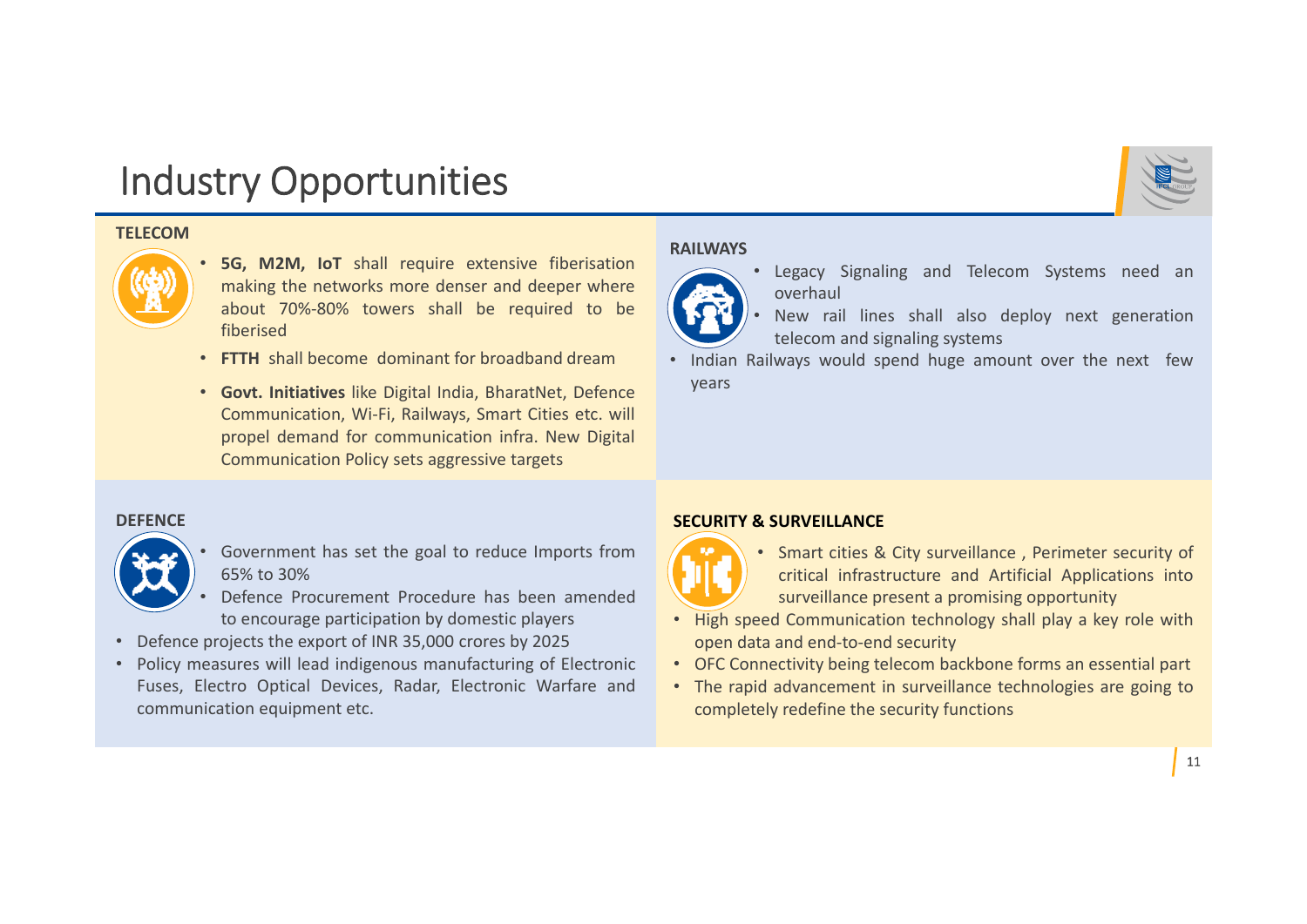# Industry Opportunities

## TELECOM

- **5G, M2M, IoT** shall require extensive fiberisation making the networks more denser and deeper where about 70%-80% towers shall be required to be fiberised
- **FTTH** shall become dominant for broadband dream
- **Govt. Initiatives** like Digital India, BharatNet, Defence Communication, Wi-Fi, Railways, Smart Cities etc. will propel demand for communication infra. New Digital Communication Policy sets aggressive targets

## RAILWAYS

- Legacy Signaling and Telecom Systems need an overhaul
- New rail lines shall also deploy next generation telecom and signaling systems
- Indian Railways would spend huge amount over the next few years

## DEFENCE

- Government has set the goal to reduce Imports from 65% to 30%
- Defence Procurement Procedure has been amended to encourage participation by domestic players
- Defence projects the export of INR 35,000 crores by 2025
- Policy measures will lead indigenous manufacturing of Electronic Fuses, Electro Optical Devices, Radar, Electronic Warfare and communication equipment etc.

## SECURITY & SURVEILLANCE

- Smart cities & City surveillance , Perimeter security of critical infrastructure and Artificial Applications into surveillance present a promising opportunity
- High speed Communication technology shall play a key role with open data and end-to-end security
- OFC Connectivity being telecom backbone forms an essential part
- The rapid advancement in surveillance technologies are going to completely redefine the security functions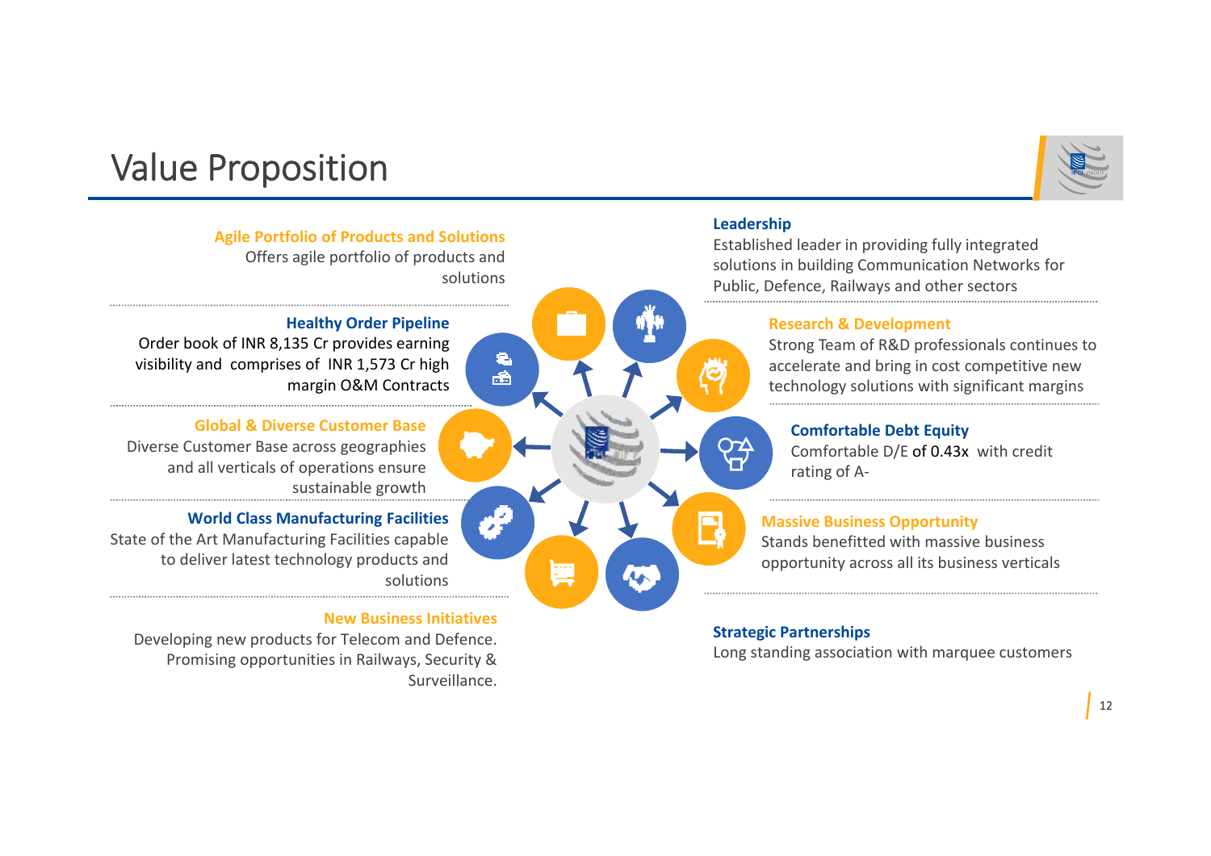# Value Proposition

### Agile Portfolio of Products and Solutions

Offers agile portfolio of products and solutions

### Healthy Order Pipeline

Order book of INR 8,135 Cr provides earning visibility and comprises of INR 1,573 Cr high margin O&M Contracts

### Global & Diverse Customer Base

Diverse Customer Base across geographies and all verticals of operations ensure sustainable growth

### World Class Manufacturing Facilities

State of the Art Manufacturing Facilities capable to deliver latest technology products and solutions

### New Business Initiatives

Developing new products for Telecom and Defence. Promising opportunities in Railways, Security & Surveillance.

### Leadership

Established leader in providing fully integrated solutions in building Communication Networks for Public, Defence, Railways and other sectors

### Research & Development

Strong Team of R&D professionals continues to accelerate and bring in cost competitive new technology solutions with significant margins

### Comfortable Debt Equity

Comfortable D/E of 0.43x with credit rating of A-

### Massive Business Opportunity

Stands benefitted with massive business opportunity across all its business verticals

### Strategic Partnerships

Long standing association with marquee customers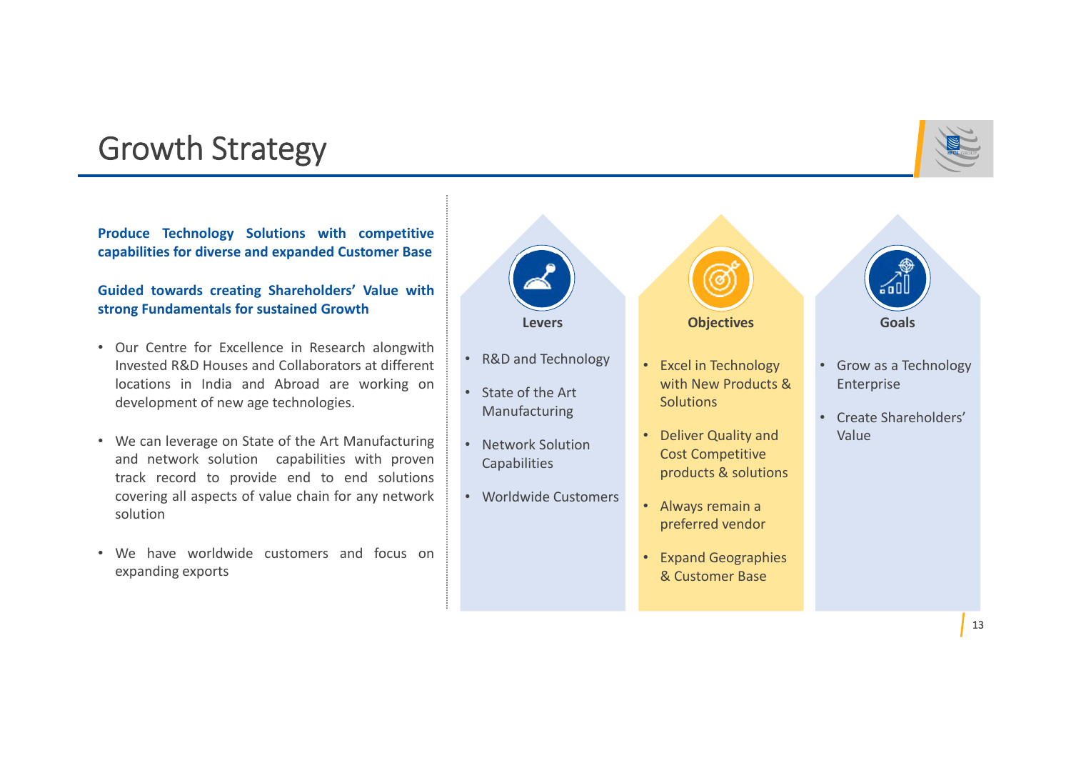# Growth Strategy

**Produce Technology Solutions with competitive capabilities for diverse and expanded Customer Base**

**Guided towards creating Shareholders' Value with strong Fundamentals for sustained Growth**

- Our Centre for Excellence in Research alongwith Invested R&D Houses and Collaborators at different locations in India and Abroad are working on development of new age technologies.
- We can leverage on State of the Art Manufacturing and network solution capabilities with proven track record to provide end to end solutions covering all aspects of value chain for any network solution
- We have worldwide customers and focus on expanding exports

### Levers

- R&D and Technology
- State of the Art Manufacturing
- Network Solution Capabilities
- Worldwide Customers

### Objectives

- Excel in Technology with New Products & Solutions
- Deliver Quality and Cost Competitive products & solutions
- Always remain a preferred vendor
- Expand Geographies & Customer Base

### Goals

- Grow as a Technology Enterprise
- Create Shareholders' Value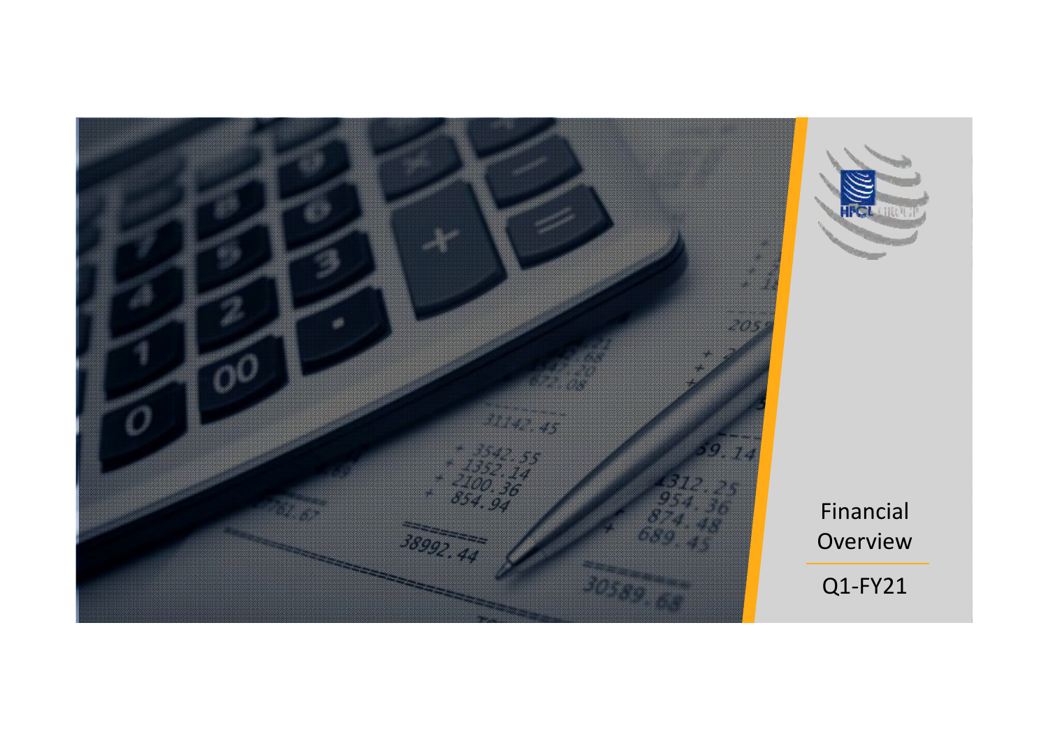# Financial Overview

Q1-FY21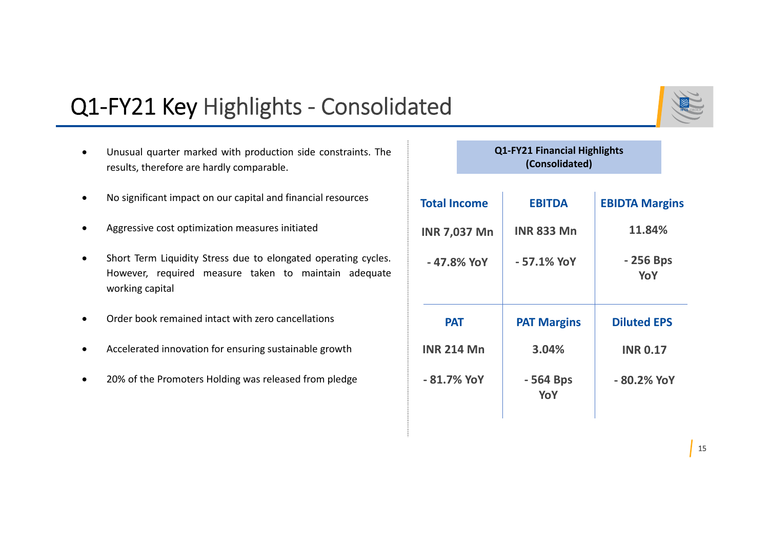# Q1-FY21 Key Highlights - Consolidated

- Unusual quarter marked with production side constraints. The results, therefore are hardly comparable.
- No significant impact on our capital and financial resources
- Aggressive cost optimization measures initiated
- Short Term Liquidity Stress due to elongated operating cycles. However, required measure taken to maintain adequate working capital
- Order book remained intact with zero cancellations
- Accelerated innovation for ensuring sustainable growth
- 20% of the Promoters Holding was released from pledge

**Q1-FY21 Financial Highlights (Consolidated)**

| Total Income | EBITDA | EBIDTA Margins |
|---|---|---|
| INR 7,037 Mn | INR 833 Mn | 11.84% |
| - 47.8% YoY | - 57.1% YoY | - 256 Bps YoY |

| PAT | PAT Margins | Diluted EPS |
|---|---|---|
| INR 214 Mn | 3.04% | INR 0.17 |
| - 81.7% YoY | - 564 Bps YoY | - 80.2% YoY |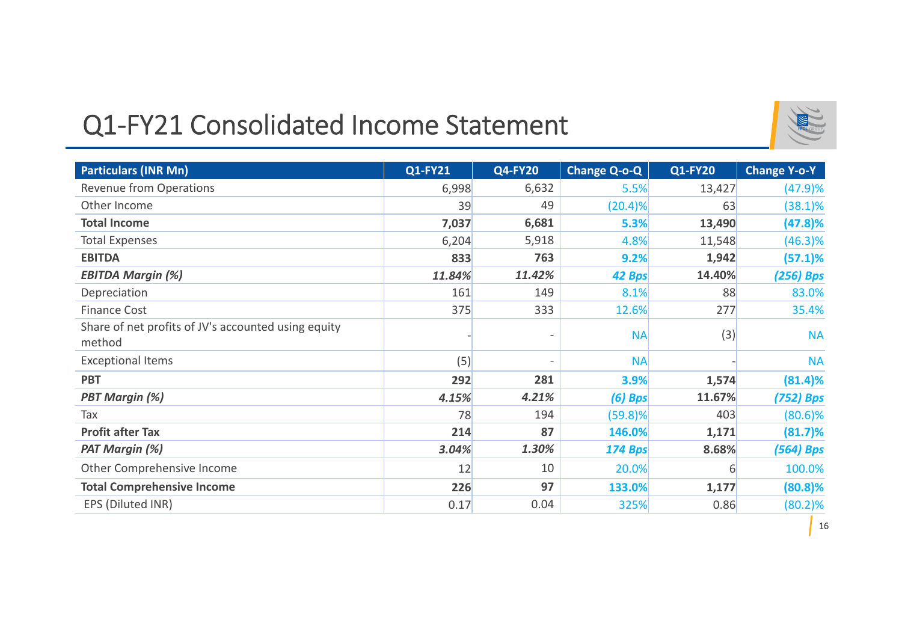# Q1-FY21 Consolidated Income Statement

| Particulars (INR Mn) | Q1-FY21 | Q4-FY20 | Change Q-o-Q | Q1-FY20 | Change Y-o-Y |
|---|---|---|---|---|---|
| Revenue from Operations | 6,998 | 6,632 | 5.5% | 13,427 | (47.9)% |
| Other Income | 39 | 49 | (20.4)% | 63 | (38.1)% |
| **Total Income** | **7,037** | **6,681** | **5.3%** | **13,490** | **(47.8)%** |
| Total Expenses | 6,204 | 5,918 | 4.8% | 11,548 | (46.3)% |
| **EBITDA** | **833** | **763** | **9.2%** | **1,942** | **(57.1)%** |
| ***EBITDA Margin (%)*** | ***11.84%*** | ***11.42%*** | ***42 Bps*** | **14.40%** | ***(256) Bps*** |
| Depreciation | 161 | 149 | 8.1% | 88 | 83.0% |
| Finance Cost | 375 | 333 | 12.6% | 277 | 35.4% |
| Share of net profits of JV's accounted using equity method | - | - | NA | (3) | NA |
| Exceptional Items | (5) | - | NA | - | NA |
| **PBT** | **292** | **281** | **3.9%** | **1,574** | **(81.4)%** |
| ***PBT Margin (%)*** | ***4.15%*** | ***4.21%*** | ***(6) Bps*** | **11.67%** | ***(752) Bps*** |
| Tax | 78 | 194 | (59.8)% | 403 | (80.6)% |
| **Profit after Tax** | **214** | **87** | **146.0%** | **1,171** | **(81.7)%** |
| ***PAT Margin (%)*** | ***3.04%*** | ***1.30%*** | ***174 Bps*** | **8.68%** | ***(564) Bps*** |
| Other Comprehensive Income | 12 | 10 | 20.0% | 6 | 100.0% |
| **Total Comprehensive Income** | **226** | **97** | **133.0%** | **1,177** | **(80.8)%** |
| EPS (Diluted INR) | 0.17 | 0.04 | 325% | 0.86 | (80.2)% |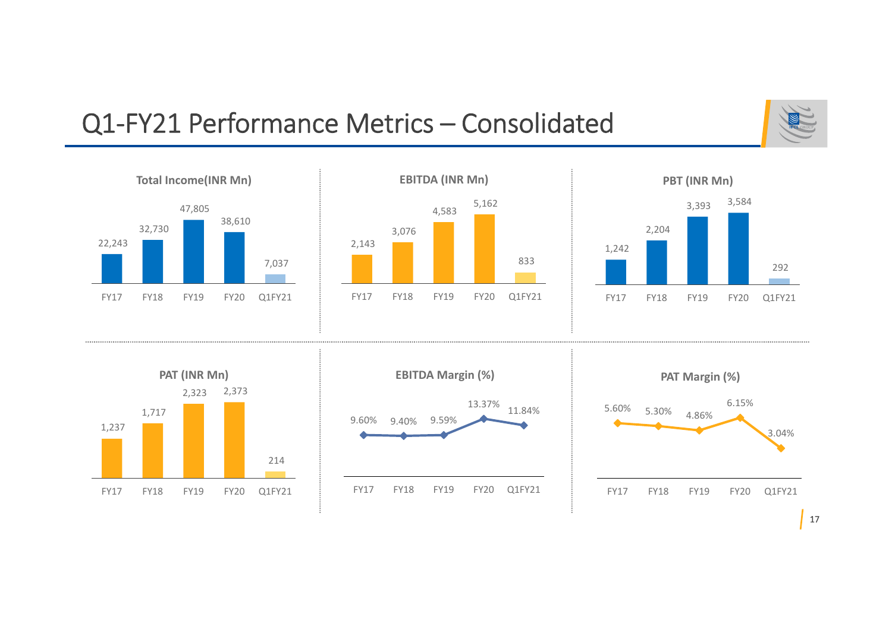# Q1-FY21 Performance Metrics – Consolidated

### Total Income(INR Mn)

| FY17 | FY18 | FY19 | FY20 | Q1FY21 |
|---|---|---|---|---|
| 22,243 | 32,730 | 47,805 | 38,610 | 7,037 |

### EBITDA (INR Mn)

| FY17 | FY18 | FY19 | FY20 | Q1FY21 |
|---|---|---|---|---|
| 2,143 | 3,076 | 4,583 | 5,162 | 833 |

### PBT (INR Mn)

| FY17 | FY18 | FY19 | FY20 | Q1FY21 |
|---|---|---|---|---|
| 1,242 | 2,204 | 3,393 | 3,584 | 292 |

### PAT (INR Mn)

| FY17 | FY18 | FY19 | FY20 | Q1FY21 |
|---|---|---|---|---|
| 1,237 | 1,717 | 2,323 | 2,373 | 214 |

### EBITDA Margin (%)

| FY17 | FY18 | FY19 | FY20 | Q1FY21 |
|---|---|---|---|---|
| 9.60% | 9.40% | 9.59% | 13.37% | 11.84% |

### PAT Margin (%)

| FY17 | FY18 | FY19 | FY20 | Q1FY21 |
|---|---|---|---|---|
| 5.60% | 5.30% | 4.86% | 6.15% | 3.04% |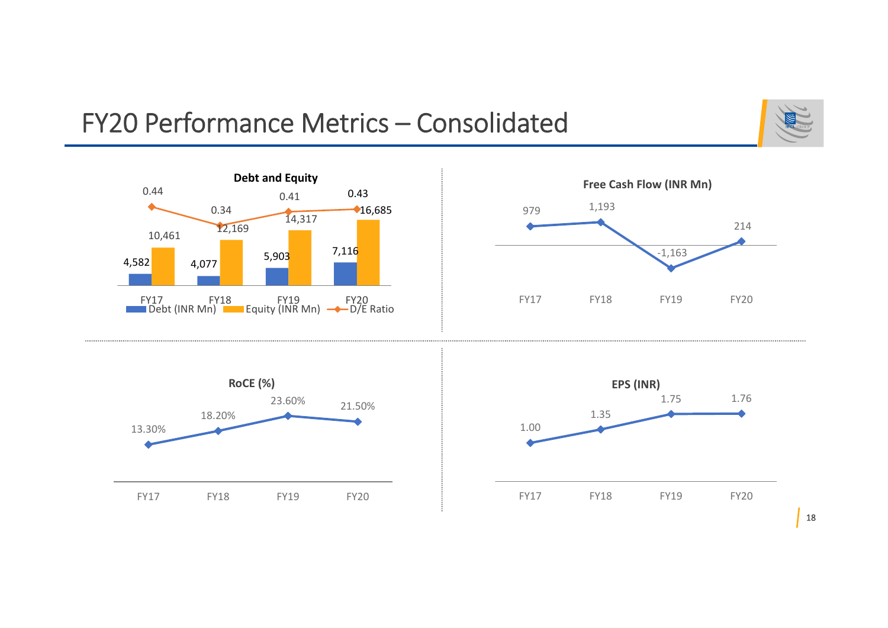# FY20 Performance Metrics – Consolidated

**Debt and Equity**

| | FY17 | FY18 | FY19 | FY20 |
|---|---|---|---|---|
| Debt (INR Mn) | 4,582 | 4,077 | 5,903 | 7,116 |
| Equity (INR Mn) | 10,461 | 12,169 | 14,317 | 16,685 |
| D/E Ratio | 0.44 | 0.34 | 0.41 | 0.43 |

**Free Cash Flow (INR Mn)**

| FY17 | FY18 | FY19 | FY20 |
|---|---|---|---|
| 979 | 1,193 | -1,163 | 214 |

**RoCE (%)**

| FY17 | FY18 | FY19 | FY20 |
|---|---|---|---|
| 13.30% | 18.20% | 23.60% | 21.50% |

**EPS (INR)**

| FY17 | FY18 | FY19 | FY20 |
|---|---|---|---|
| 1.00 | 1.35 | 1.75 | 1.76 |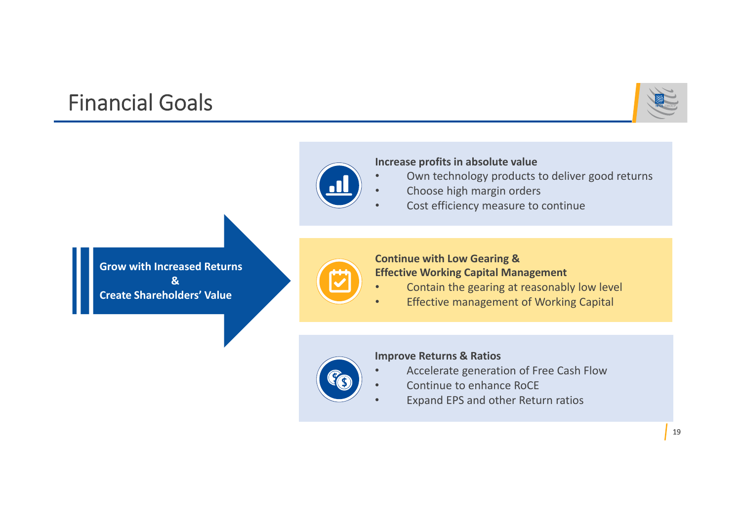# Financial Goals

**Grow with Increased Returns & Create Shareholders' Value**

**Increase profits in absolute value**

- Own technology products to deliver good returns
- Choose high margin orders
- Cost efficiency measure to continue

**Continue with Low Gearing & Effective Working Capital Management**

- Contain the gearing at reasonably low level
- Effective management of Working Capital

**Improve Returns & Ratios**

- Accelerate generation of Free Cash Flow
- Continue to enhance RoCE
- Expand EPS and other Return ratios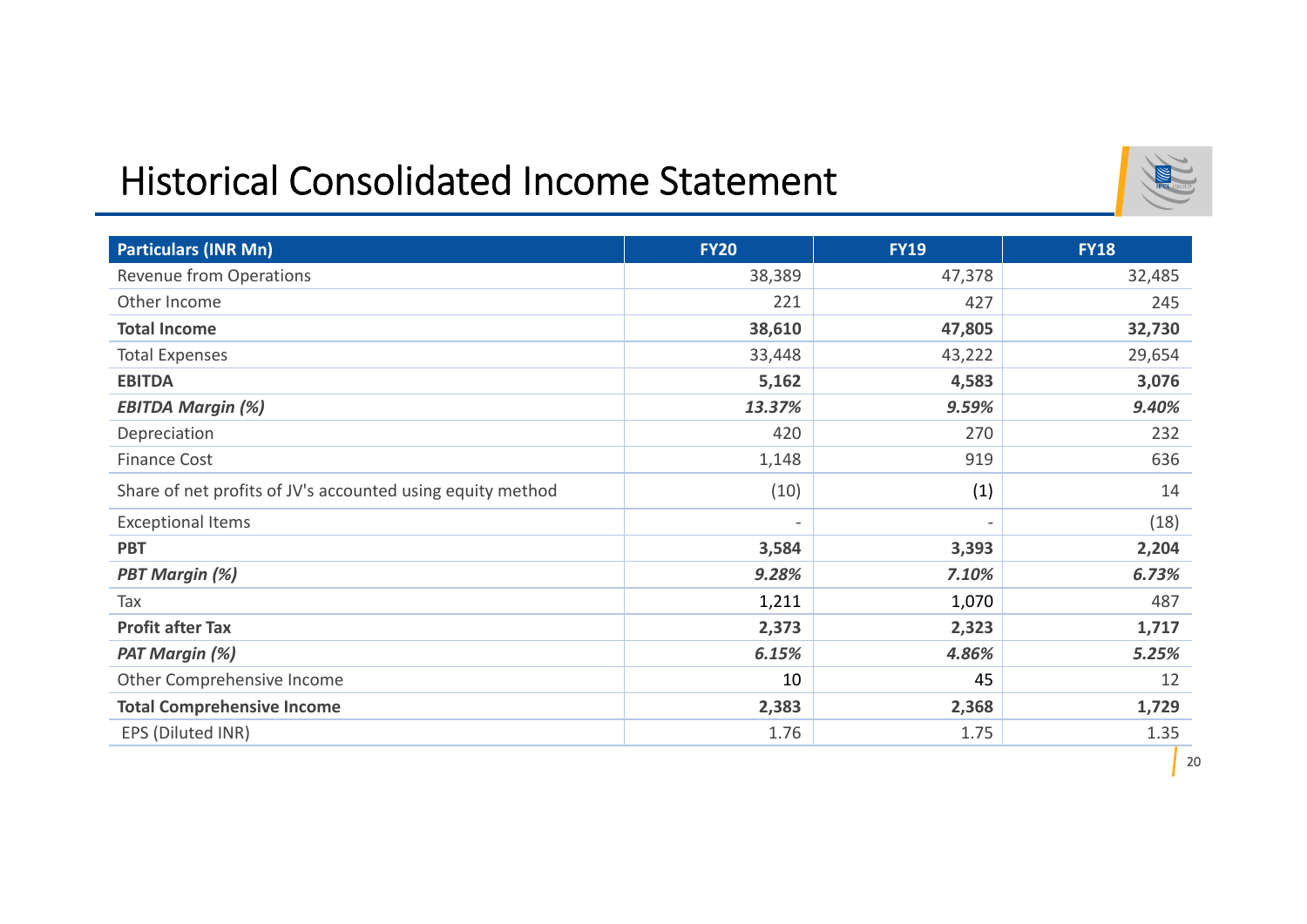# Historical Consolidated Income Statement

| **Particulars (INR Mn)** | **FY20** | **FY19** | **FY18** |
|---|---|---|---|
| Revenue from Operations | 38,389 | 47,378 | 32,485 |
| Other Income | 221 | 427 | 245 |
| **Total Income** | **38,610** | **47,805** | **32,730** |
| Total Expenses | 33,448 | 43,222 | 29,654 |
| **EBITDA** | **5,162** | **4,583** | **3,076** |
| ***EBITDA Margin (%)*** | ***13.37%*** | ***9.59%*** | ***9.40%*** |
| Depreciation | 420 | 270 | 232 |
| Finance Cost | 1,148 | 919 | 636 |
| Share of net profits of JV's accounted using equity method | (10) | (1) | 14 |
| Exceptional Items | - | - | (18) |
| **PBT** | **3,584** | **3,393** | **2,204** |
| ***PBT Margin (%)*** | ***9.28%*** | ***7.10%*** | ***6.73%*** |
| Tax | 1,211 | 1,070 | 487 |
| **Profit after Tax** | **2,373** | **2,323** | **1,717** |
| ***PAT Margin (%)*** | ***6.15%*** | ***4.86%*** | ***5.25%*** |
| Other Comprehensive Income | 10 | 45 | 12 |
| **Total Comprehensive Income** | **2,383** | **2,368** | **1,729** |
| EPS (Diluted INR) | 1.76 | 1.75 | 1.35 |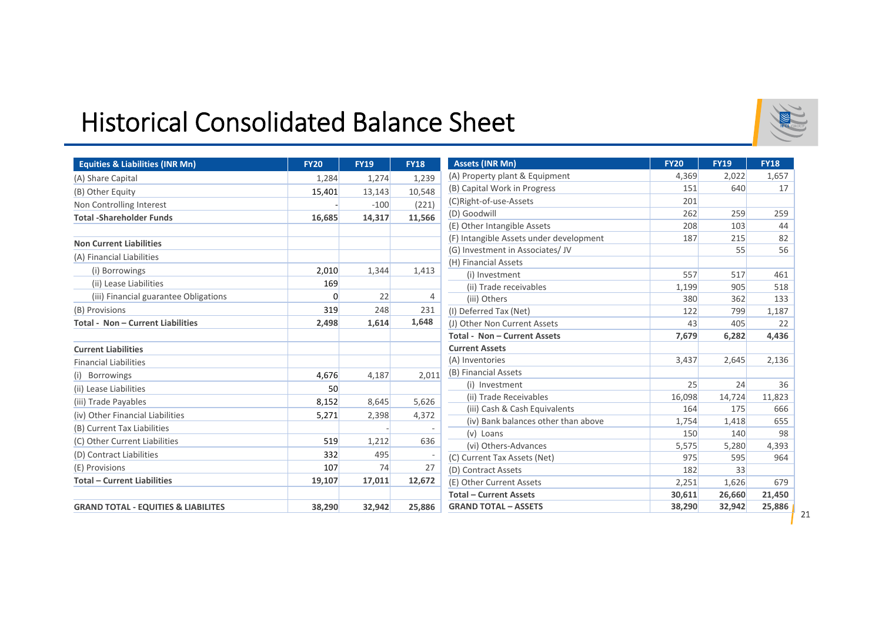# Historical Consolidated Balance Sheet

| Equities & Liabilities (INR Mn) | FY20 | FY19 | FY18 |
|---|---|---|---|
| (A) Share Capital | 1,284 | 1,274 | 1,239 |
| (B) Other Equity | 15,401 | 13,143 | 10,548 |
| Non Controlling Interest | - | -100 | (221) |
| **Total -Shareholder Funds** | **16,685** | **14,317** | **11,566** |
| | | | |
| **Non Current Liabilities** | | | |
| (A) Financial Liabilities | | | |
| (i) Borrowings | 2,010 | 1,344 | 1,413 |
| (ii) Lease Liabilities | 169 | | |
| (iii) Financial guarantee Obligations | 0 | 22 | 4 |
| (B) Provisions | 319 | 248 | 231 |
| **Total - Non – Current Liabilities** | **2,498** | **1,614** | **1,648** |
| | | | |
| **Current Liabilities** | | | |
| Financial Liabilities | | | |
| (i) Borrowings | 4,676 | 4,187 | 2,011 |
| (ii) Lease Liabilities | 50 | | |
| (iii) Trade Payables | 8,152 | 8,645 | 5,626 |
| (iv) Other Financial Liabilities | 5,271 | 2,398 | 4,372 |
| (B) Current Tax Liabilities | | - | - |
| (C) Other Current Liabilities | 519 | 1,212 | 636 |
| (D) Contract Liabilities | 332 | 495 | - |
| (E) Provisions | 107 | 74 | 27 |
| **Total – Current Liabilities** | **19,107** | **17,011** | **12,672** |
| | | | |
| **GRAND TOTAL - EQUITIES & LIABILITES** | **38,290** | **32,942** | **25,886** |

| Assets (INR Mn) | FY20 | FY19 | FY18 |
|---|---|---|---|
| (A) Property plant & Equipment | 4,369 | 2,022 | 1,657 |
| (B) Capital Work in Progress | 151 | 640 | 17 |
| (C)Right-of-use-Assets | 201 | | |
| (D) Goodwill | 262 | 259 | 259 |
| (E) Other Intangible Assets | 208 | 103 | 44 |
| (F) Intangible Assets under development | 187 | 215 | 82 |
| (G) Investment in Associates/ JV | | 55 | 56 |
| (H) Financial Assets | | | |
| (i) Investment | 557 | 517 | 461 |
| (ii) Trade receivables | 1,199 | 905 | 518 |
| (iii) Others | 380 | 362 | 133 |
| (I) Deferred Tax (Net) | 122 | 799 | 1,187 |
| (J) Other Non Current Assets | 43 | 405 | 22 |
| **Total - Non – Current Assets** | **7,679** | **6,282** | **4,436** |
| **Current Assets** | | | |
| (A) Inventories | 3,437 | 2,645 | 2,136 |
| (B) Financial Assets | | | |
| (i) Investment | 25 | 24 | 36 |
| (ii) Trade Receivables | 16,098 | 14,724 | 11,823 |
| (iii) Cash & Cash Equivalents | 164 | 175 | 666 |
| (iv) Bank balances other than above | 1,754 | 1,418 | 655 |
| (v) Loans | 150 | 140 | 98 |
| (vi) Others-Advances | 5,575 | 5,280 | 4,393 |
| (C) Current Tax Assets (Net) | 975 | 595 | 964 |
| (D) Contract Assets | 182 | 33 | |
| (E) Other Current Assets | 2,251 | 1,626 | 679 |
| **Total – Current Assets** | **30,611** | **26,660** | **21,450** |
| **GRAND TOTAL – ASSETS** | **38,290** | **32,942** | **25,886** |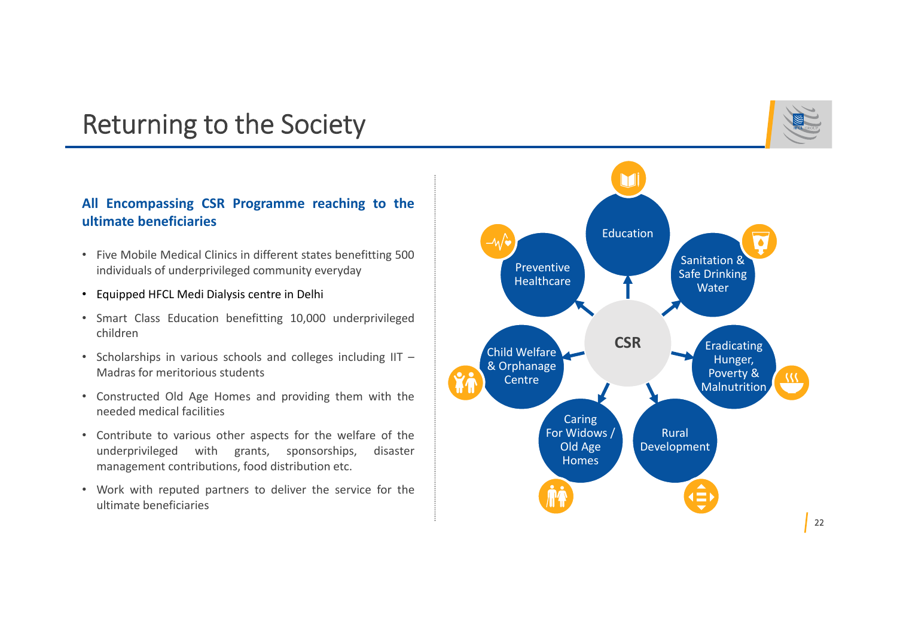# Returning to the Society

**All Encompassing CSR Programme reaching to the ultimate beneficiaries**

- Five Mobile Medical Clinics in different states benefitting 500 individuals of underprivileged community everyday
- Equipped HFCL Medi Dialysis centre in Delhi
- Smart Class Education benefitting 10,000 underprivileged children
- Scholarships in various schools and colleges including IIT – Madras for meritorious students
- Constructed Old Age Homes and providing them with the needed medical facilities
- Contribute to various other aspects for the welfare of the underprivileged with grants, sponsorships, disaster management contributions, food distribution etc.
- Work with reputed partners to deliver the service for the ultimate beneficiaries

CSR

- Education
- Sanitation & Safe Drinking Water
- Eradicating Hunger, Poverty & Malnutrition
- Rural Development
- Caring For Widows / Old Age Homes
- Child Welfare & Orphanage Centre
- Preventive Healthcare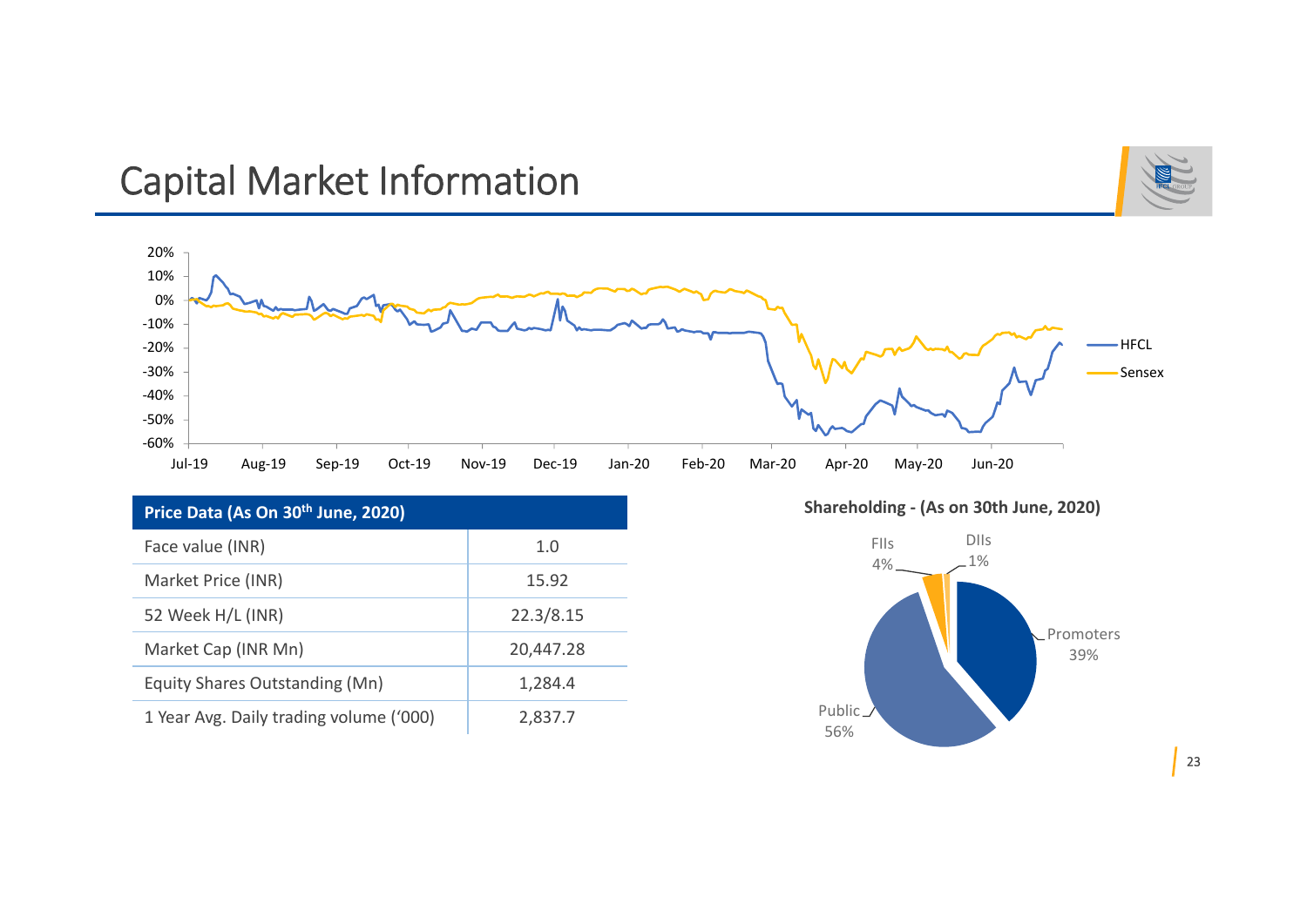# Capital Market Information

| Price Data (As On 30th June, 2020) | |
|---|---|
| Face value (INR) | 1.0 |
| Market Price (INR) | 15.92 |
| 52 Week H/L (INR) | 22.3/8.15 |
| Market Cap (INR Mn) | 20,447.28 |
| Equity Shares Outstanding (Mn) | 1,284.4 |
| 1 Year Avg. Daily trading volume ('000) | 2,837.7 |

**Shareholding - (As on 30th June, 2020)**

| Category | Share |
|---|---|
| Promoters | 39% |
| Public | 56% |
| FIIs | 4% |
| DIIs | 1% |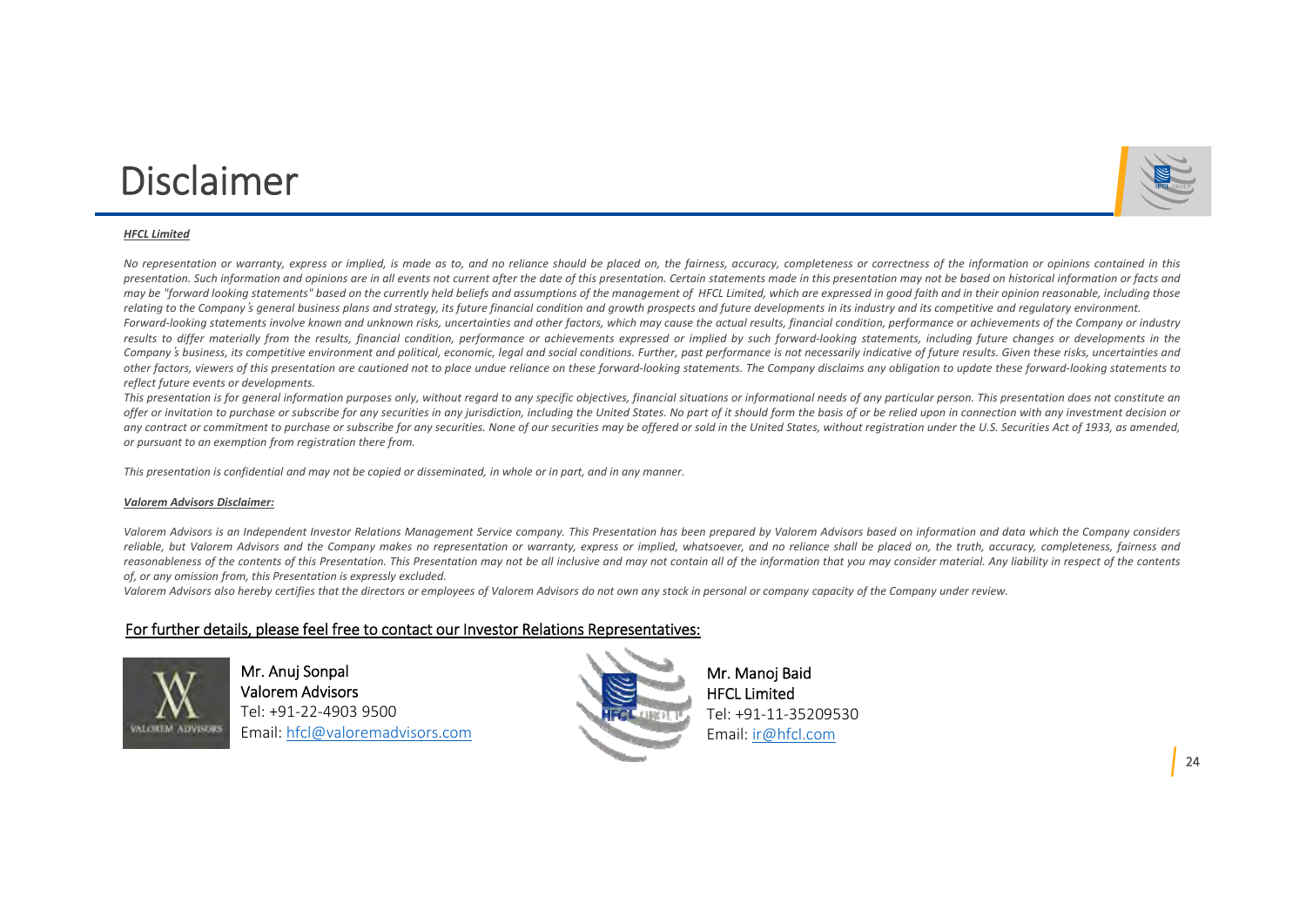# Disclaimer

***HFCL Limited***

*No representation or warranty, express or implied, is made as to, and no reliance should be placed on, the fairness, accuracy, completeness or correctness of the information or opinions contained in this presentation. Such information and opinions are in all events not current after the date of this presentation. Certain statements made in this presentation may not be based on historical information or facts and may be "forward looking statements" based on the currently held beliefs and assumptions of the management of HFCL Limited, which are expressed in good faith and in their opinion reasonable, including those relating to the Company's general business plans and strategy, its future financial condition and growth prospects and future developments in its industry and its competitive and regulatory environment.*

*Forward-looking statements involve known and unknown risks, uncertainties and other factors, which may cause the actual results, financial condition, performance or achievements of the Company or industry results to differ materially from the results, financial condition, performance or achievements expressed or implied by such forward-looking statements, including future changes or developments in the Company's business, its competitive environment and political, economic, legal and social conditions. Further, past performance is not necessarily indicative of future results. Given these risks, uncertainties and other factors, viewers of this presentation are cautioned not to place undue reliance on these forward-looking statements. The Company disclaims any obligation to update these forward-looking statements to reflect future events or developments.*

*This presentation is for general information purposes only, without regard to any specific objectives, financial situations or informational needs of any particular person. This presentation does not constitute an offer or invitation to purchase or subscribe for any securities in any jurisdiction, including the United States. No part of it should form the basis of or be relied upon in connection with any investment decision or any contract or commitment to purchase or subscribe for any securities. None of our securities may be offered or sold in the United States, without registration under the U.S. Securities Act of 1933, as amended, or pursuant to an exemption from registration there from.*

*This presentation is confidential and may not be copied or disseminated, in whole or in part, and in any manner.*

***Valorem Advisors Disclaimer:***

*Valorem Advisors is an Independent Investor Relations Management Service company. This Presentation has been prepared by Valorem Advisors based on information and data which the Company considers reliable, but Valorem Advisors and the Company makes no representation or warranty, express or implied, whatsoever, and no reliance shall be placed on, the truth, accuracy, completeness, fairness and reasonableness of the contents of this Presentation. This Presentation may not be all inclusive and may not contain all of the information that you may consider material. Any liability in respect of the contents of, or any omission from, this Presentation is expressly excluded.*

*Valorem Advisors also hereby certifies that the directors or employees of Valorem Advisors do not own any stock in personal or company capacity of the Company under review.*

For further details, please feel free to contact our Investor Relations Representatives:

Mr. Anuj Sonpal
Valorem Advisors
Tel: +91-22-4903 9500
Email: hfcl@valoremadvisors.com

Mr. Manoj Baid
HFCL Limited
Tel: +91-11-35209530
Email: ir@hfcl.com